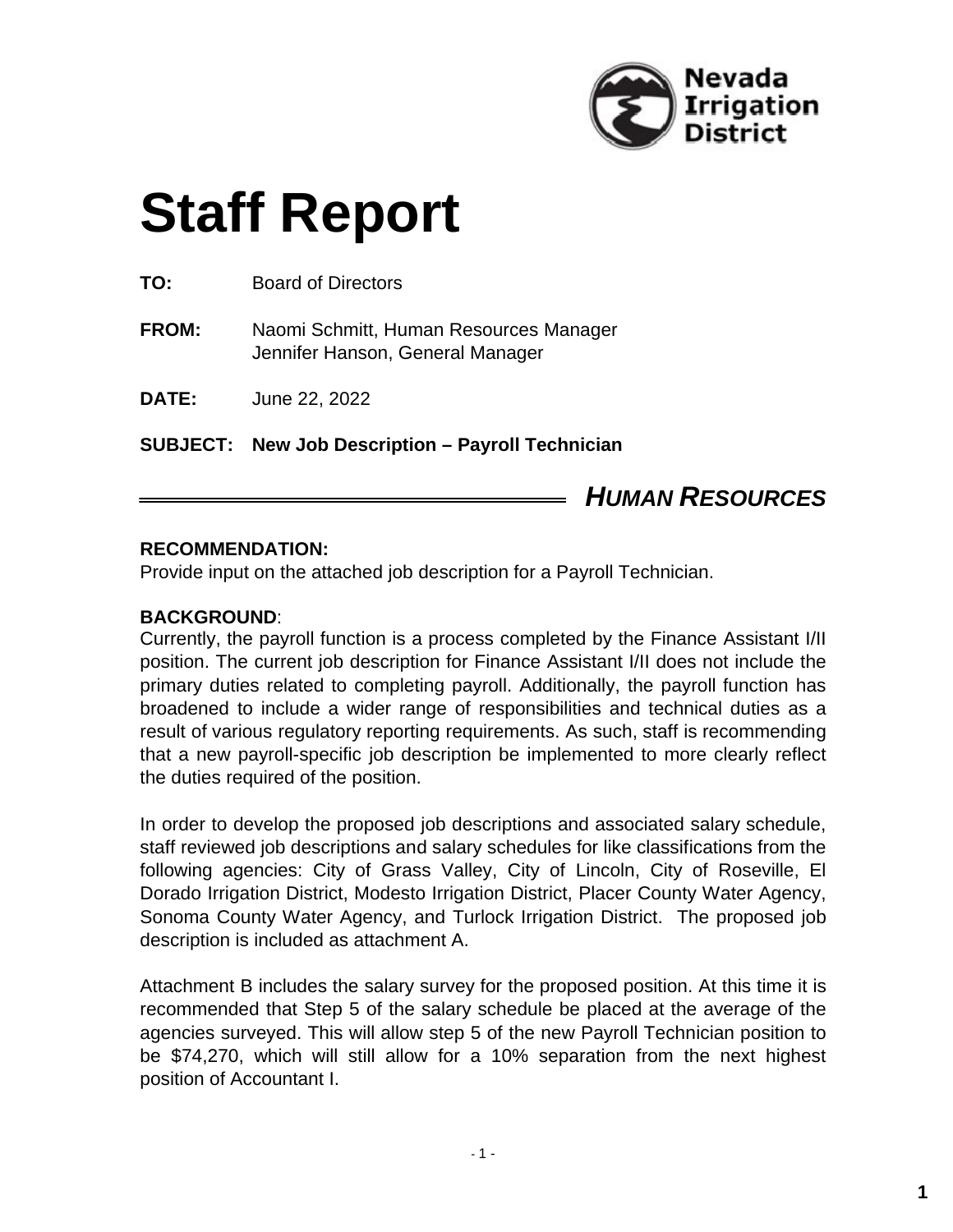Nevada Irrigation District

# Staff Report

**TO:** Board of Directors

**FROM:** Naomi Schmitt, Human Resources Manager
Jennifer Hanson, General Manager

**DATE:** June 22, 2022

**SUBJECT: New Job Description – Payroll Technician**

***HUMAN RESOURCES***

**RECOMMENDATION:**
Provide input on the attached job description for a Payroll Technician.

**BACKGROUND**:
Currently, the payroll function is a process completed by the Finance Assistant I/II position. The current job description for Finance Assistant I/II does not include the primary duties related to completing payroll. Additionally, the payroll function has broadened to include a wider range of responsibilities and technical duties as a result of various regulatory reporting requirements. As such, staff is recommending that a new payroll-specific job description be implemented to more clearly reflect the duties required of the position.

In order to develop the proposed job descriptions and associated salary schedule, staff reviewed job descriptions and salary schedules for like classifications from the following agencies: City of Grass Valley, City of Lincoln, City of Roseville, El Dorado Irrigation District, Modesto Irrigation District, Placer County Water Agency, Sonoma County Water Agency, and Turlock Irrigation District. The proposed job description is included as attachment A.

Attachment B includes the salary survey for the proposed position. At this time it is recommended that Step 5 of the salary schedule be placed at the average of the agencies surveyed. This will allow step 5 of the new Payroll Technician position to be $74,270, which will still allow for a 10% separation from the next highest position of Accountant I.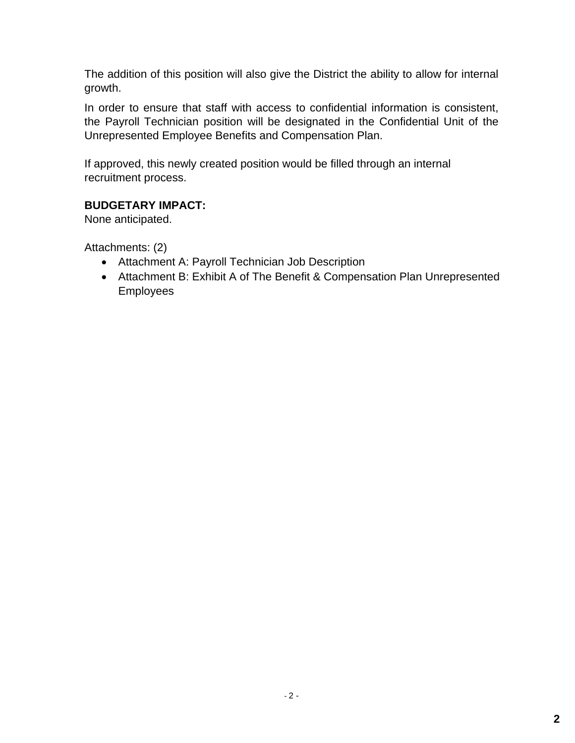The addition of this position will also give the District the ability to allow for internal growth.

In order to ensure that staff with access to confidential information is consistent, the Payroll Technician position will be designated in the Confidential Unit of the Unrepresented Employee Benefits and Compensation Plan.

If approved, this newly created position would be filled through an internal recruitment process.

**BUDGETARY IMPACT:**
None anticipated.

Attachments: (2)

- Attachment A: Payroll Technician Job Description
- Attachment B: Exhibit A of The Benefit & Compensation Plan Unrepresented Employees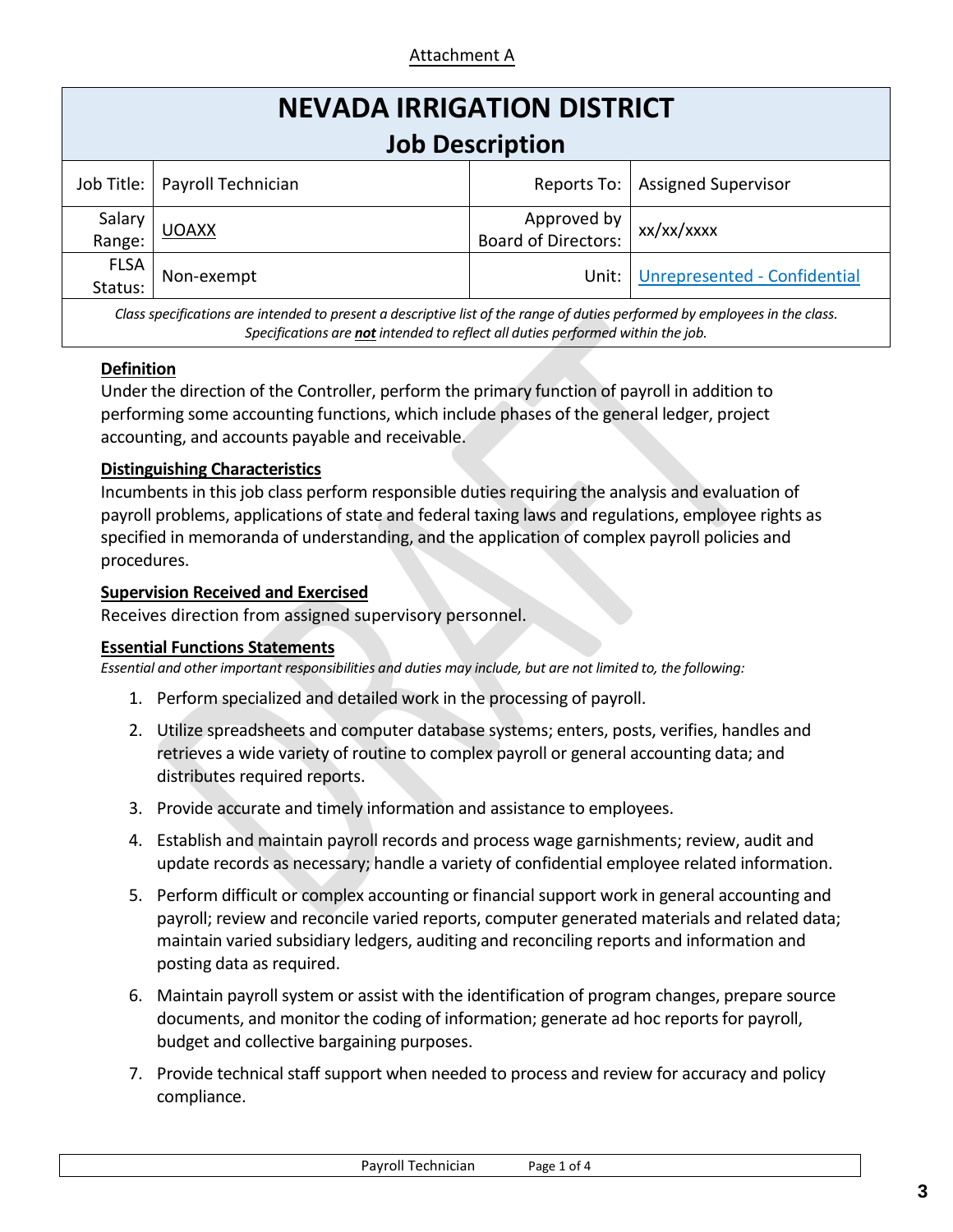Attachment A

# NEVADA IRRIGATION DISTRICT
## Job Description

| Job Title: | Payroll Technician | Reports To: | Assigned Supervisor |
|---|---|---|---|
| Salary Range: | UOAXX | Approved by Board of Directors: | xx/xx/xxxx |
| FLSA Status: | Non-exempt | Unit: | Unrepresented - Confidential |

*Class specifications are intended to present a descriptive list of the range of duties performed by employees in the class. Specifications are **not** intended to reflect all duties performed within the job.*

### Definition
Under the direction of the Controller, perform the primary function of payroll in addition to performing some accounting functions, which include phases of the general ledger, project accounting, and accounts payable and receivable.

### Distinguishing Characteristics
Incumbents in this job class perform responsible duties requiring the analysis and evaluation of payroll problems, applications of state and federal taxing laws and regulations, employee rights as specified in memoranda of understanding, and the application of complex payroll policies and procedures.

### Supervision Received and Exercised
Receives direction from assigned supervisory personnel.

### Essential Functions Statements
*Essential and other important responsibilities and duties may include, but are not limited to, the following:*

1. Perform specialized and detailed work in the processing of payroll.
2. Utilize spreadsheets and computer database systems; enters, posts, verifies, handles and retrieves a wide variety of routine to complex payroll or general accounting data; and distributes required reports.
3. Provide accurate and timely information and assistance to employees.
4. Establish and maintain payroll records and process wage garnishments; review, audit and update records as necessary; handle a variety of confidential employee related information.
5. Perform difficult or complex accounting or financial support work in general accounting and payroll; review and reconcile varied reports, computer generated materials and related data; maintain varied subsidiary ledgers, auditing and reconciling reports and information and posting data as required.
6. Maintain payroll system or assist with the identification of program changes, prepare source documents, and monitor the coding of information; generate ad hoc reports for payroll, budget and collective bargaining purposes.
7. Provide technical staff support when needed to process and review for accuracy and policy compliance.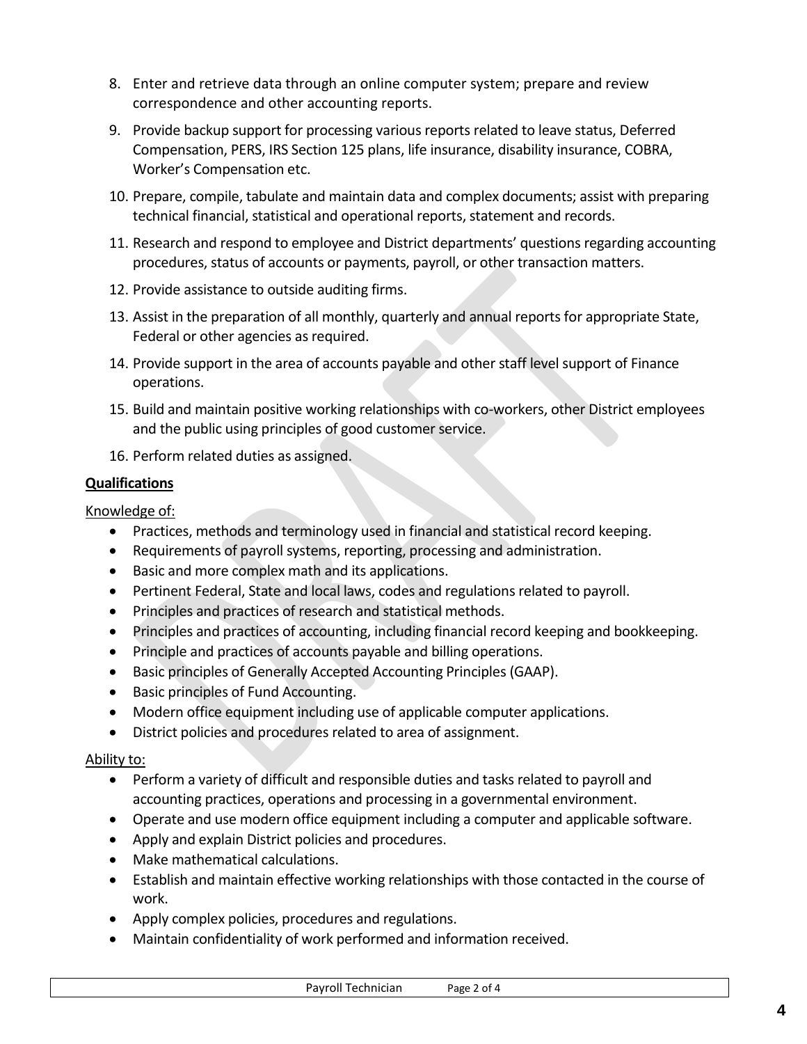8. Enter and retrieve data through an online computer system; prepare and review correspondence and other accounting reports.
9. Provide backup support for processing various reports related to leave status, Deferred Compensation, PERS, IRS Section 125 plans, life insurance, disability insurance, COBRA, Worker's Compensation etc.
10. Prepare, compile, tabulate and maintain data and complex documents; assist with preparing technical financial, statistical and operational reports, statement and records.
11. Research and respond to employee and District departments' questions regarding accounting procedures, status of accounts or payments, payroll, or other transaction matters.
12. Provide assistance to outside auditing firms.
13. Assist in the preparation of all monthly, quarterly and annual reports for appropriate State, Federal or other agencies as required.
14. Provide support in the area of accounts payable and other staff level support of Finance operations.
15. Build and maintain positive working relationships with co-workers, other District employees and the public using principles of good customer service.
16. Perform related duties as assigned.

**Qualifications**

Knowledge of:

- Practices, methods and terminology used in financial and statistical record keeping.
- Requirements of payroll systems, reporting, processing and administration.
- Basic and more complex math and its applications.
- Pertinent Federal, State and local laws, codes and regulations related to payroll.
- Principles and practices of research and statistical methods.
- Principles and practices of accounting, including financial record keeping and bookkeeping.
- Principle and practices of accounts payable and billing operations.
- Basic principles of Generally Accepted Accounting Principles (GAAP).
- Basic principles of Fund Accounting.
- Modern office equipment including use of applicable computer applications.
- District policies and procedures related to area of assignment.

Ability to:

- Perform a variety of difficult and responsible duties and tasks related to payroll and accounting practices, operations and processing in a governmental environment.
- Operate and use modern office equipment including a computer and applicable software.
- Apply and explain District policies and procedures.
- Make mathematical calculations.
- Establish and maintain effective working relationships with those contacted in the course of work.
- Apply complex policies, procedures and regulations.
- Maintain confidentiality of work performed and information received.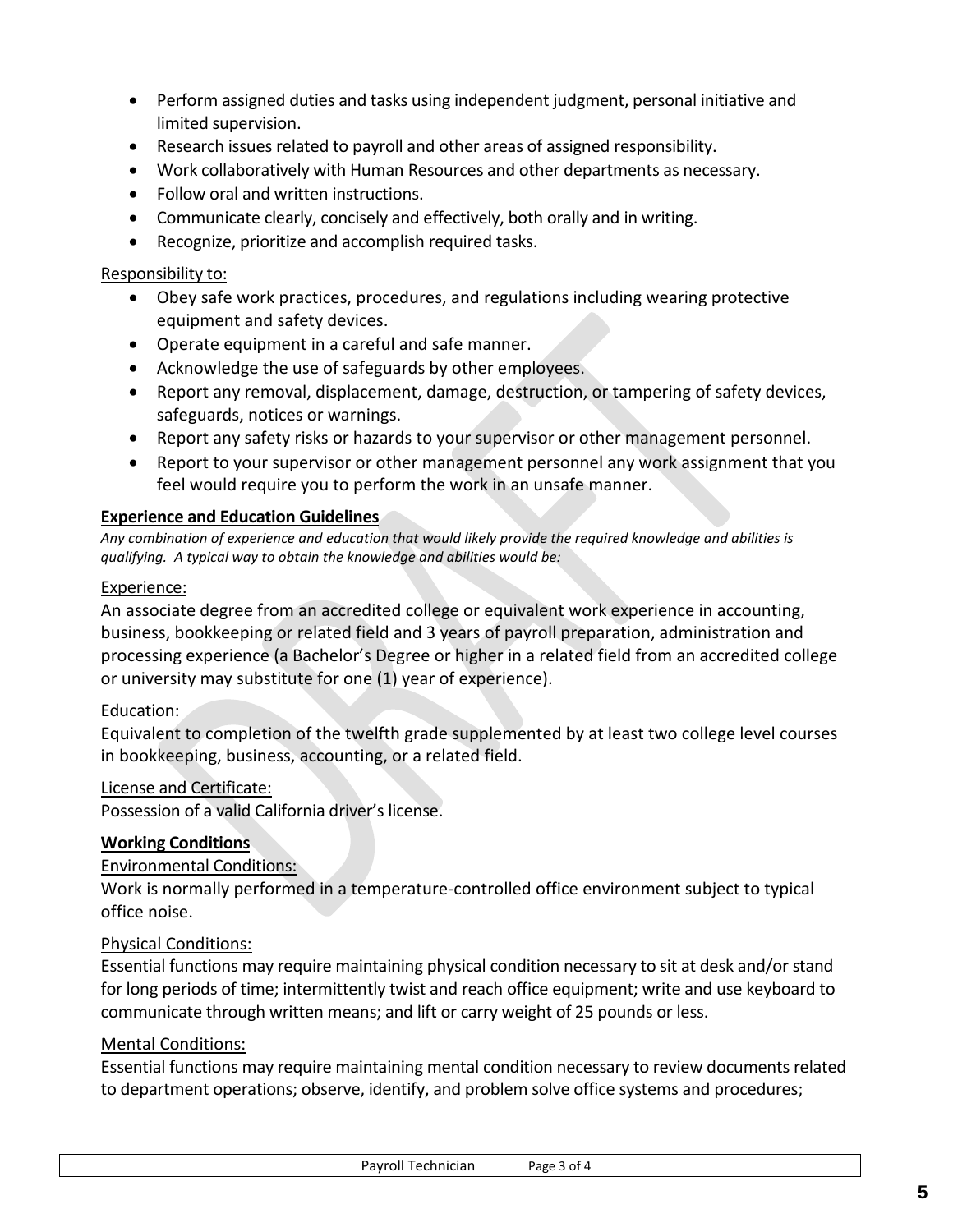- Perform assigned duties and tasks using independent judgment, personal initiative and limited supervision.
- Research issues related to payroll and other areas of assigned responsibility.
- Work collaboratively with Human Resources and other departments as necessary.
- Follow oral and written instructions.
- Communicate clearly, concisely and effectively, both orally and in writing.
- Recognize, prioritize and accomplish required tasks.

Responsibility to:

- Obey safe work practices, procedures, and regulations including wearing protective equipment and safety devices.
- Operate equipment in a careful and safe manner.
- Acknowledge the use of safeguards by other employees.
- Report any removal, displacement, damage, destruction, or tampering of safety devices, safeguards, notices or warnings.
- Report any safety risks or hazards to your supervisor or other management personnel.
- Report to your supervisor or other management personnel any work assignment that you feel would require you to perform the work in an unsafe manner.

**Experience and Education Guidelines**

*Any combination of experience and education that would likely provide the required knowledge and abilities is qualifying. A typical way to obtain the knowledge and abilities would be:*

Experience:

An associate degree from an accredited college or equivalent work experience in accounting, business, bookkeeping or related field and 3 years of payroll preparation, administration and processing experience (a Bachelor's Degree or higher in a related field from an accredited college or university may substitute for one (1) year of experience).

Education:

Equivalent to completion of the twelfth grade supplemented by at least two college level courses in bookkeeping, business, accounting, or a related field.

License and Certificate:

Possession of a valid California driver's license.

**Working Conditions**

Environmental Conditions:

Work is normally performed in a temperature-controlled office environment subject to typical office noise.

Physical Conditions:

Essential functions may require maintaining physical condition necessary to sit at desk and/or stand for long periods of time; intermittently twist and reach office equipment; write and use keyboard to communicate through written means; and lift or carry weight of 25 pounds or less.

Mental Conditions:

Essential functions may require maintaining mental condition necessary to review documents related to department operations; observe, identify, and problem solve office systems and procedures;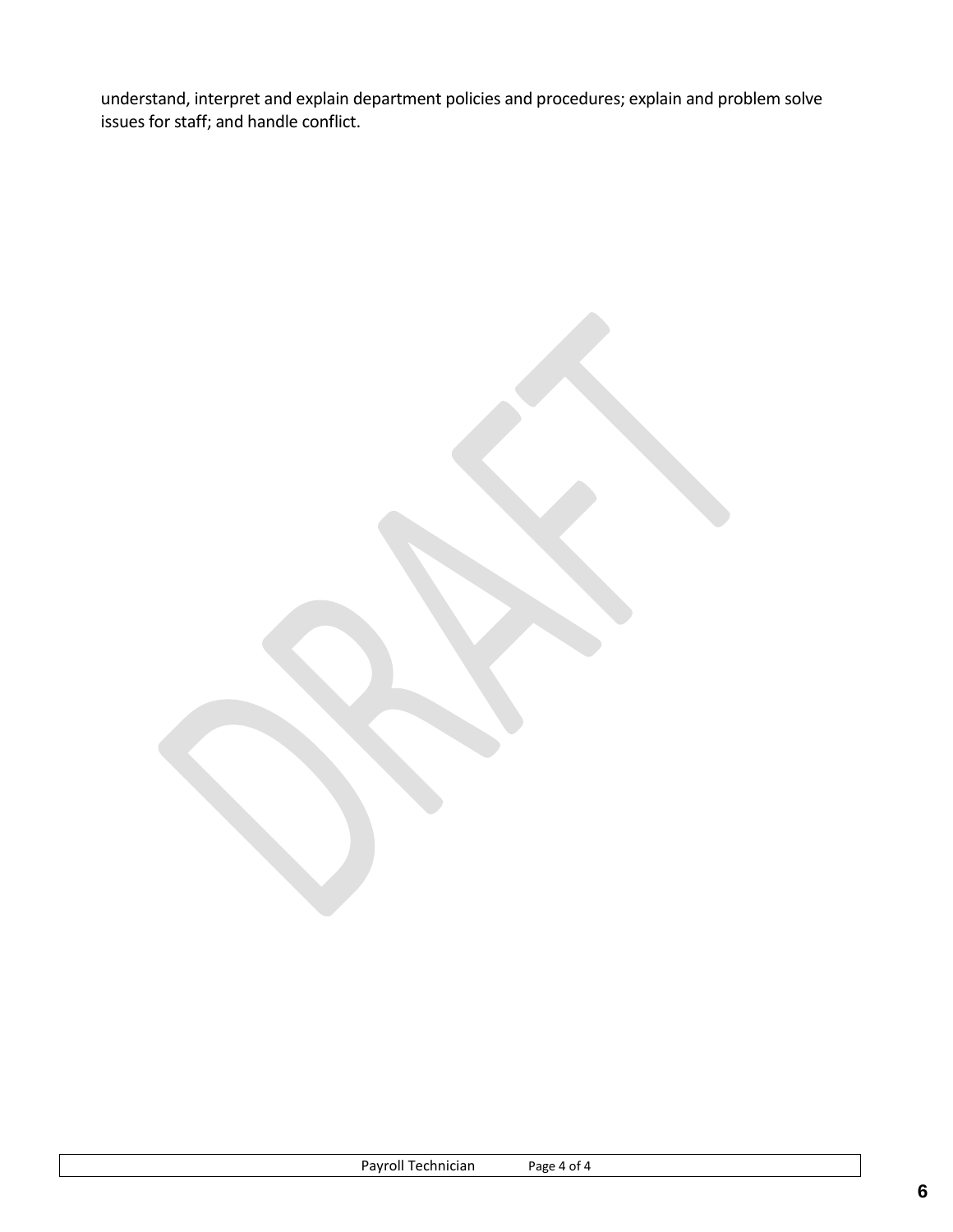understand, interpret and explain department policies and procedures; explain and problem solve issues for staff; and handle conflict.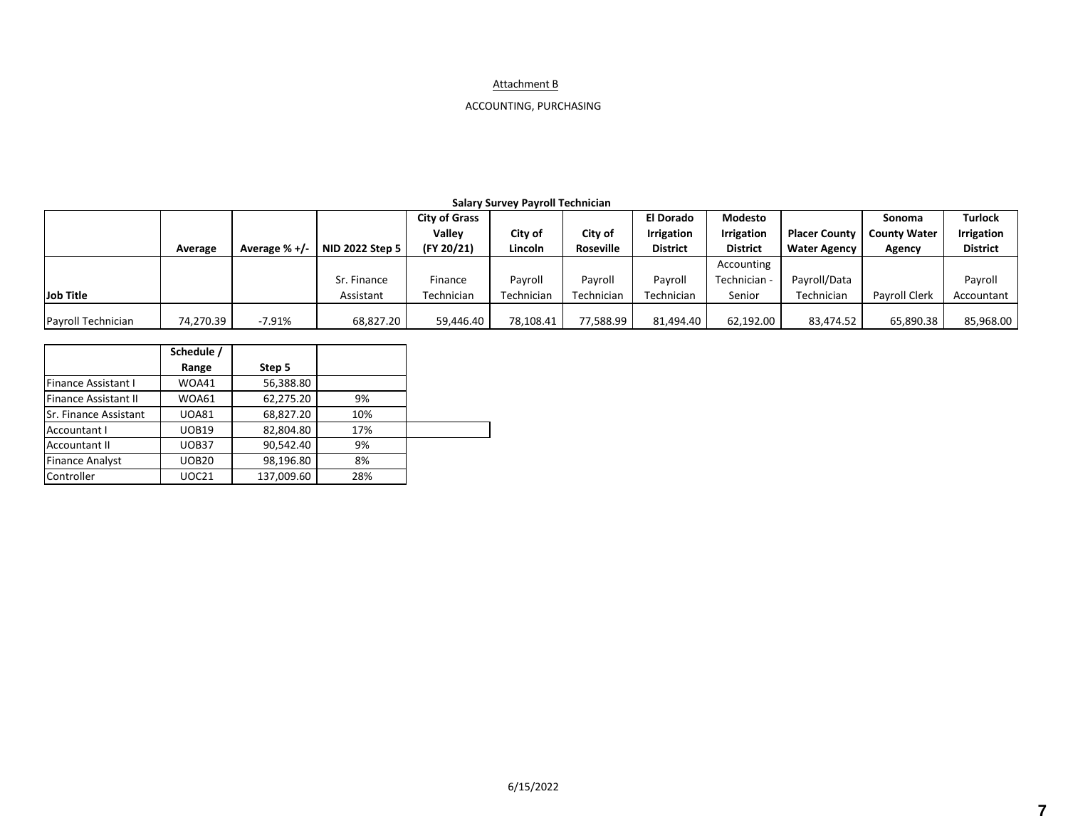Attachment B

ACCOUNTING, PURCHASING

**Salary Survey Payroll Technician**

| | Average | Average % +/- | NID 2022 Step 5 | City of Grass Valley (FY 20/21) | City of Lincoln | City of Roseville | El Dorado Irrigation District | Modesto Irrigation District | Placer County Water Agency | Sonoma County Water Agency | Turlock Irrigation District |
|---|---|---|---|---|---|---|---|---|---|---|---|
| **Job Title** | | | Sr. Finance Assistant | Finance Technician | Payroll Technician | Payroll Technician | Payroll Technician | Accounting Technician - Senior | Payroll/Data Technician | Payroll Clerk | Payroll Accountant |
| Payroll Technician | 74,270.39 | -7.91% | 68,827.20 | 59,446.40 | 78,108.41 | 77,588.99 | 81,494.40 | 62,192.00 | 83,474.52 | 65,890.38 | 85,968.00 |

| | Schedule / Range | Step 5 | |
|---|---|---|---|
| Finance Assistant I | WOA41 | 56,388.80 | |
| Finance Assistant II | WOA61 | 62,275.20 | 9% |
| Sr. Finance Assistant | UOA81 | 68,827.20 | 10% |
| Accountant I | UOB19 | 82,804.80 | 17% |
| Accountant II | UOB37 | 90,542.40 | 9% |
| Finance Analyst | UOB20 | 98,196.80 | 8% |
| Controller | UOC21 | 137,009.60 | 28% |

6/15/2022